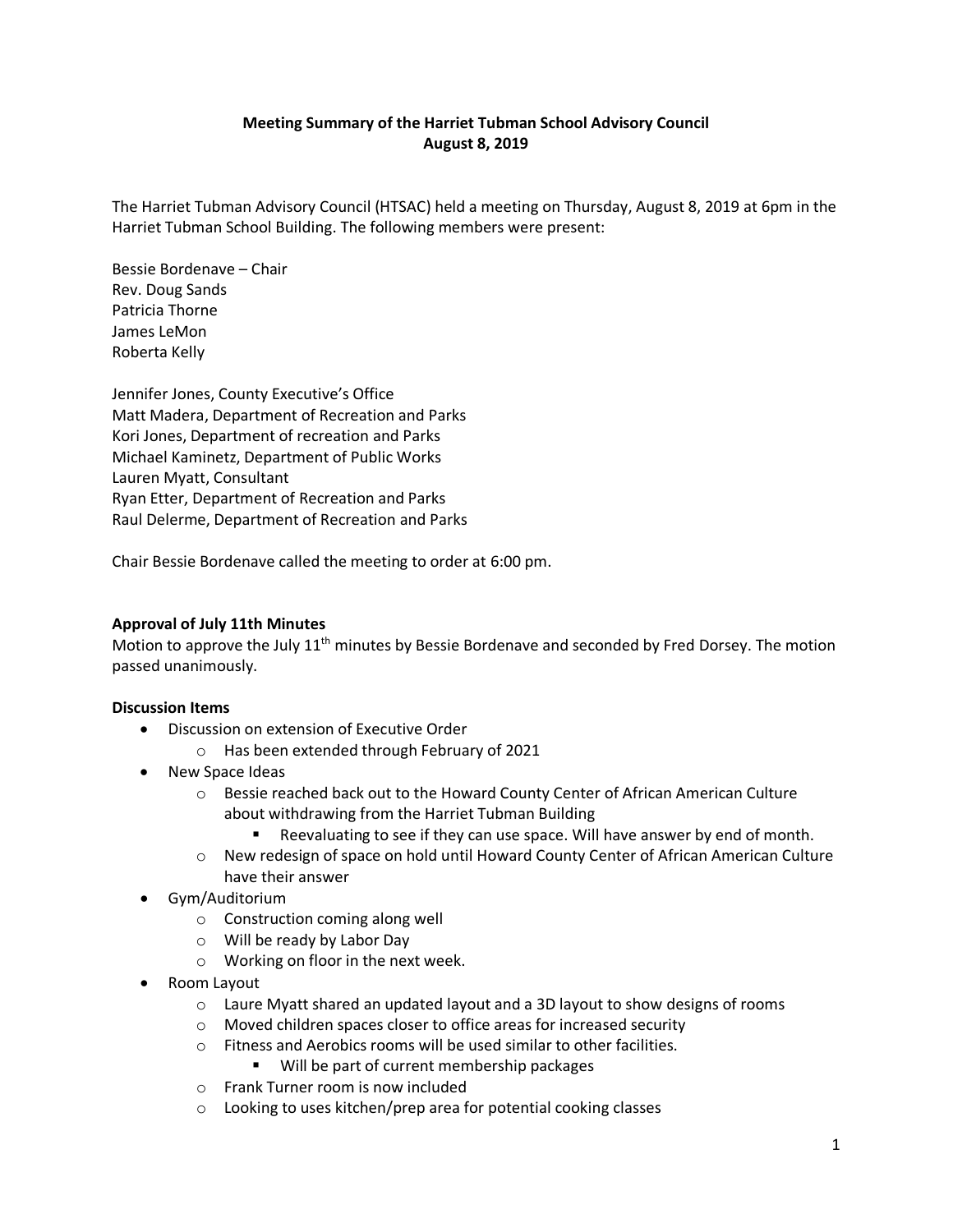**Meeting Summary of the Harriet Tubman School Advisory Council**
**August 8, 2019**

The Harriet Tubman Advisory Council (HTSAC) held a meeting on Thursday, August 8, 2019 at 6pm in the Harriet Tubman School Building. The following members were present:

Bessie Bordenave – Chair
Rev. Doug Sands
Patricia Thorne
James LeMon
Roberta Kelly

Jennifer Jones, County Executive's Office
Matt Madera, Department of Recreation and Parks
Kori Jones, Department of recreation and Parks
Michael Kaminetz, Department of Public Works
Lauren Myatt, Consultant
Ryan Etter, Department of Recreation and Parks
Raul Delerme, Department of Recreation and Parks

Chair Bessie Bordenave called the meeting to order at 6:00 pm.

**Approval of July 11th Minutes**

Motion to approve the July 11th minutes by Bessie Bordenave and seconded by Fred Dorsey. The motion passed unanimously.

**Discussion Items**

- Discussion on extension of Executive Order
  - Has been extended through February of 2021
- New Space Ideas
  - Bessie reached back out to the Howard County Center of African American Culture about withdrawing from the Harriet Tubman Building
    - Reevaluating to see if they can use space. Will have answer by end of month.
  - New redesign of space on hold until Howard County Center of African American Culture have their answer
- Gym/Auditorium
  - Construction coming along well
  - Will be ready by Labor Day
  - Working on floor in the next week.
- Room Layout
  - Laure Myatt shared an updated layout and a 3D layout to show designs of rooms
  - Moved children spaces closer to office areas for increased security
  - Fitness and Aerobics rooms will be used similar to other facilities.
    - Will be part of current membership packages
  - Frank Turner room is now included
  - Looking to uses kitchen/prep area for potential cooking classes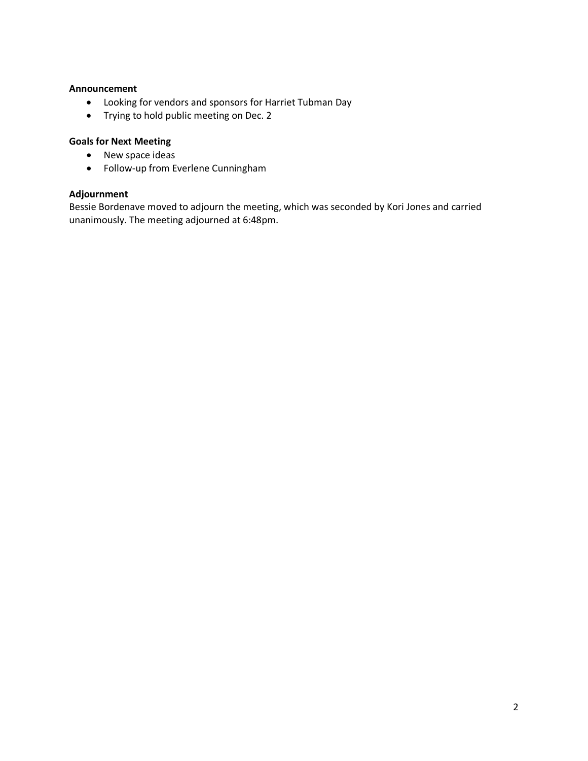**Announcement**

- Looking for vendors and sponsors for Harriet Tubman Day
- Trying to hold public meeting on Dec. 2

**Goals for Next Meeting**

- New space ideas
- Follow-up from Everlene Cunningham

**Adjournment**

Bessie Bordenave moved to adjourn the meeting, which was seconded by Kori Jones and carried unanimously. The meeting adjourned at 6:48pm.